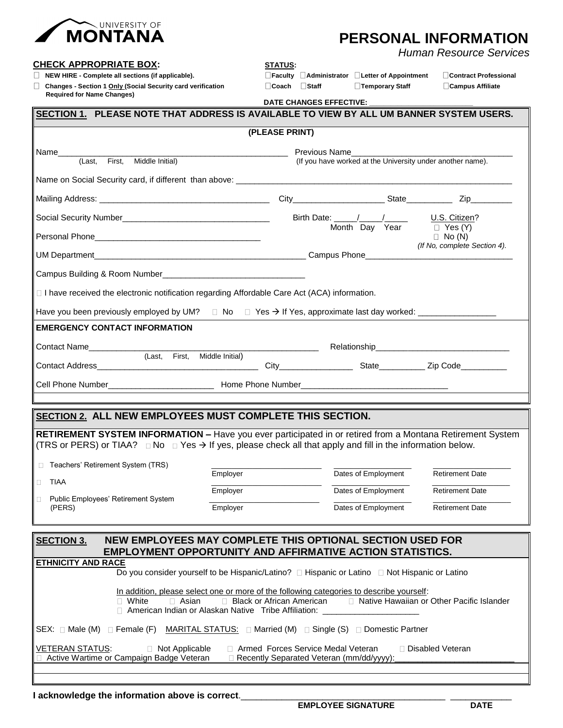UNIVERSITY OF **MONTANA**

# PERSONAL INFORMATION

*Human Resource Services*

**CHECK APPROPRIATE BOX:**

- ☐ **NEW HIRE - Complete all sections (if applicable).**
- ☐ **Changes - Section 1 Only (Social Security card verification Required for Name Changes)**

**STATUS:**

☐ **Faculty** ☐ **Administrator** ☐ **Letter of Appointment** ☐ **Contract Professional**
☐ **Coach** ☐ **Staff** ☐ **Temporary Staff** ☐ **Campus Affiliate**

**DATE CHANGES EFFECTIVE:** ______________________

## SECTION 1. PLEASE NOTE THAT ADDRESS IS AVAILABLE TO VIEW BY ALL UM BANNER SYSTEM USERS.

**(PLEASE PRINT)**

Name______________________________________________ (Last, First, Middle Initial)

Previous Name________________________________ (If you have worked at the University under another name).

Name on Social Security card, if different than above: ________________________________________________

Mailing Address: __________________________________ City__________________ State_________ Zip________

Social Security Number______________________________ Birth Date: _____/_____/_____ (Month Day Year)

U.S. Citizen? ☐ Yes (Y) ☐ No (N) *(If No, complete Section 4).*

Personal Phone__________________________________

UM Department______________________________________________ Campus Phone______________________________

Campus Building & Room Number______________________________

☐ I have received the electronic notification regarding Affordable Care Act (ACA) information.

Have you been previously employed by UM? ☐ No ☐ Yes → If Yes, approximate last day worked: ________________

**EMERGENCY CONTACT INFORMATION**

Contact Name__________________________________________________ (Last, First, Middle Initial) Relationship____________________________

Contact Address__________________________________ City_______________ State_________ Zip Code_________

Cell Phone Number______________________ Home Phone Number______________________________

## SECTION 2. ALL NEW EMPLOYEES MUST COMPLETE THIS SECTION.

**RETIREMENT SYSTEM INFORMATION –** Have you ever participated in or retired from a Montana Retirement System (TRS or PERS) or TIAA? ☐ No ☐ Yes → If yes, please check all that apply and fill in the information below.

| | Employer | Dates of Employment | Retirement Date |
|---|---|---|---|
| ☐ Teachers' Retirement System (TRS) | | | |
| ☐ TIAA | | | |
| ☐ Public Employees' Retirement System (PERS) | | | |

## SECTION 3. NEW EMPLOYEES MAY COMPLETE THIS OPTIONAL SECTION USED FOR EMPLOYMENT OPPORTUNITY AND AFFIRMATIVE ACTION STATISTICS.

**ETHNICITY AND RACE**

Do you consider yourself to be Hispanic/Latino? ☐ Hispanic or Latino ☐ Not Hispanic or Latino

In addition, please select one or more of the following categories to describe yourself:
☐ White ☐ Asian ☐ Black or African American ☐ Native Hawaiian or Other Pacific Islander
☐ American Indian or Alaskan Native Tribe Affiliation: ____________________

SEX: ☐ Male (M) ☐ Female (F) MARITAL STATUS: ☐ Married (M) ☐ Single (S) ☐ Domestic Partner

VETERAN STATUS: ☐ Not Applicable ☐ Armed Forces Service Medal Veteran ☐ Disabled Veteran
☐ Active Wartime or Campaign Badge Veteran ☐ Recently Separated Veteran (mm/dd/yyyy):________________________

**I acknowledge the information above is correct.**________________________________________ ____________

**EMPLOYEE SIGNATURE** **DATE**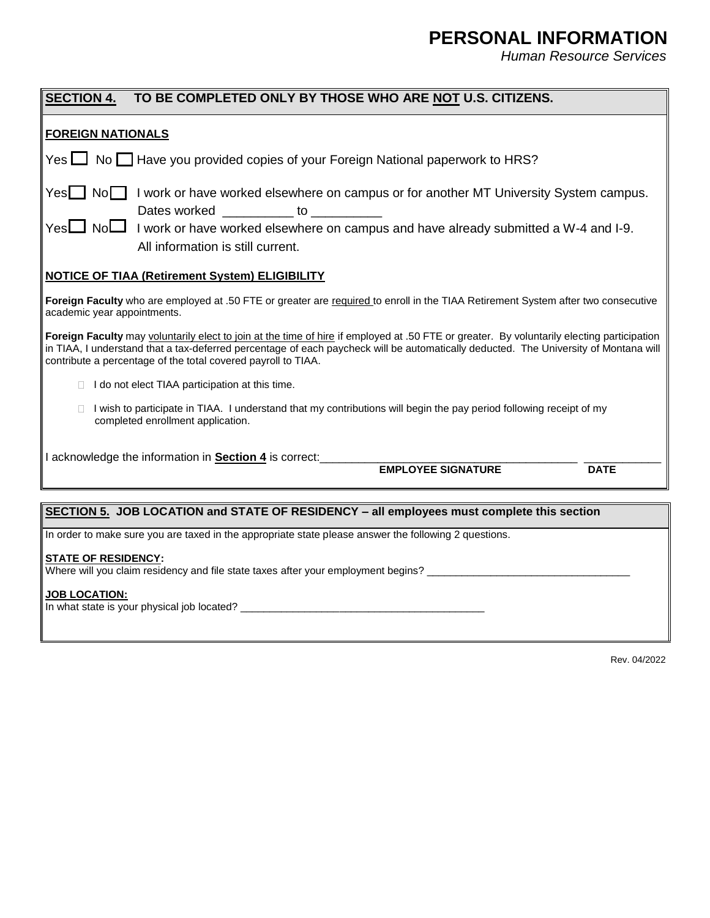# PERSONAL INFORMATION

*Human Resource Services*

## SECTION 4. TO BE COMPLETED ONLY BY THOSE WHO ARE NOT U.S. CITIZENS.

**FOREIGN NATIONALS**

Yes ☐ No ☐ Have you provided copies of your Foreign National paperwork to HRS?

Yes ☐ No ☐ I work or have worked elsewhere on campus or for another MT University System campus.
Dates worked __________ to __________

Yes ☐ No ☐ I work or have worked elsewhere on campus and have already submitted a W-4 and I-9.
All information is still current.

**NOTICE OF TIAA (Retirement System) ELIGIBILITY**

**Foreign Faculty** who are employed at .50 FTE or greater are required to enroll in the TIAA Retirement System after two consecutive academic year appointments.

**Foreign Faculty** may voluntarily elect to join at the time of hire if employed at .50 FTE or greater. By voluntarily electing participation in TIAA, I understand that a tax-deferred percentage of each paycheck will be automatically deducted. The University of Montana will contribute a percentage of the total covered payroll to TIAA.

- ☐ I do not elect TIAA participation at this time.
- ☐ I wish to participate in TIAA. I understand that my contributions will begin the pay period following receipt of my completed enrollment application.

I acknowledge the information in **Section 4** is correct: ________________________________________ ____________

**EMPLOYEE SIGNATURE** **DATE**

## SECTION 5. JOB LOCATION and STATE OF RESIDENCY – all employees must complete this section

In order to make sure you are taxed in the appropriate state please answer the following 2 questions.

**STATE OF RESIDENCY:**
Where will you claim residency and file state taxes after your employment begins? __________________________________

**JOB LOCATION:**
In what state is your physical job located? __________________________________________

Rev. 04/2022